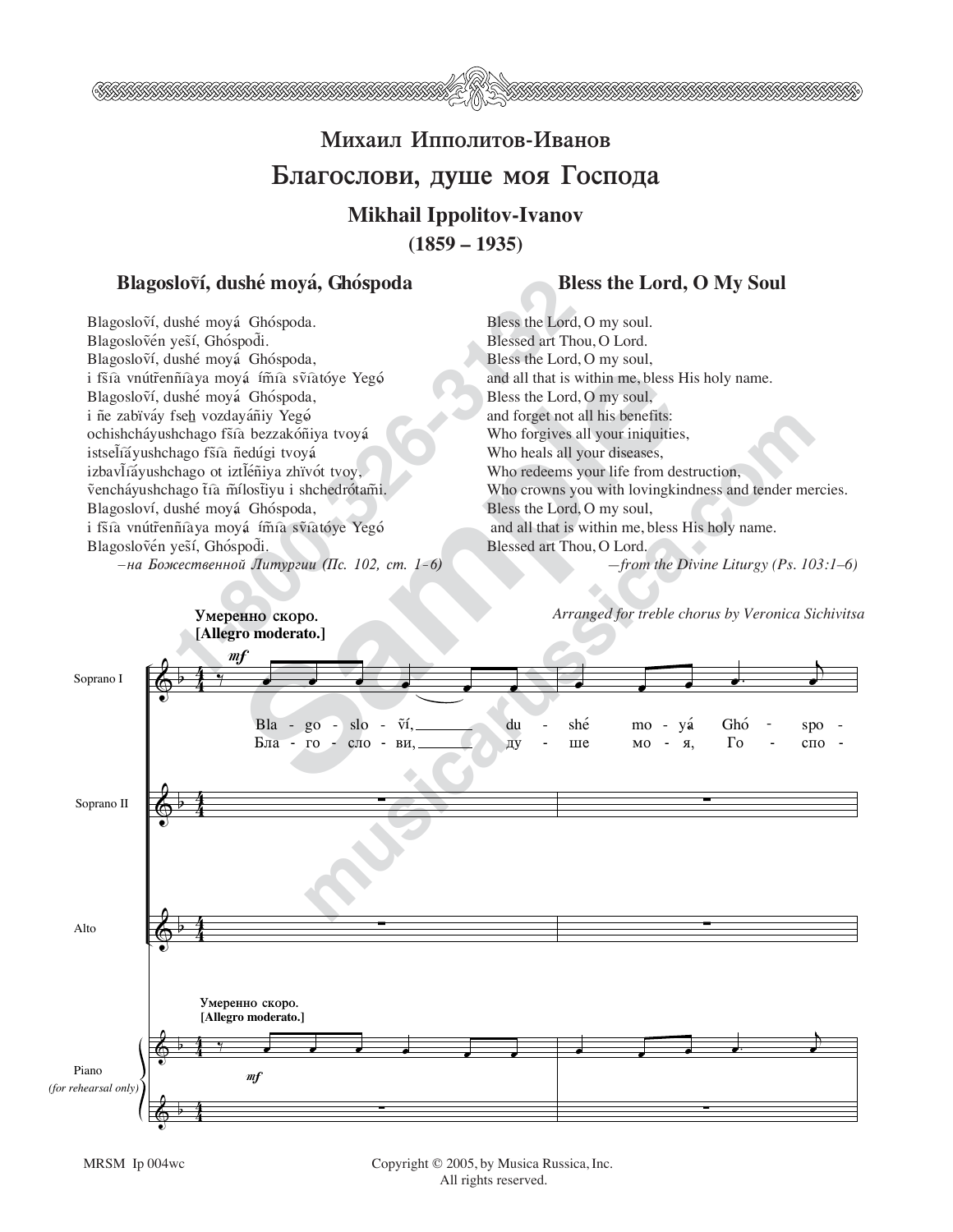# Михаил Ипполитов-Иванов

## Благослови, душе моя Господа

### Mikhail Ippolitov-Ivanov

### (1859 – 1935)

**Blagoslovī́, dushé moyá, Ghóspoda**

Blagoslovī́, dushé moyá Ghóspoda.
Blagoslovén yesī́, Ghóspodi.
Blagoslovī́, dushé moyá Ghóspoda,
i fsīa vnútrenñaya moyá ímia svīatóye Yegó
Blagoslovī́, dushé moyá Ghóspoda,
i ñe zabïváy fseh vozdayáñiy Yegó
ochishcháyushchago fsīa bezzakóñiya tvoyá
istselïáyushchago fsīa ñedúgi tvoyá
izbavlïáyushchago ot iztléñiya zhïvót tvoy,
venchcháyushchago tīa mílostiyu i shchedrótami.
Blagoslovī́, dushé moyá Ghóspoda,
i fsīa vnútrenñaya moyá ímia svīatóye Yegó
Blagoslovén yesī́, Ghóspodi.

*–на Божественной Литургии (Пс. 102, ст. 1–6)*

**Bless the Lord, O My Soul**

Bless the Lord, O my soul.
Blessed art Thou, O Lord.
Bless the Lord, O my soul,
and all that is within me, bless His holy name.
Bless the Lord, O my soul,
and forget not all his benefits:
Who forgives all your iniquities,
Who heals all your diseases,
Who redeems your life from destruction,
Who crowns you with lovingkindness and tender mercies.
Bless the Lord, O my soul,
and all that is within me, bless His holy name.
Blessed art Thou, O Lord.

*–from the Divine Liturgy (Ps. 103:1–6)*

*Arranged for treble chorus by Veronica Sichivitsa*

Умеренно скоро. [Allegro moderato.]

Soprano I: Bla - go - slo - vī́, du - shé mo - yá Ghó - spo -
Бла - го - сло - ви, ду - ше мо - я, Го - спо -

Soprano II

Alto

Piano (for rehearsal only)

MRSM Ip 004wc

Copyright © 2005, by Musica Russica, Inc.
All rights reserved.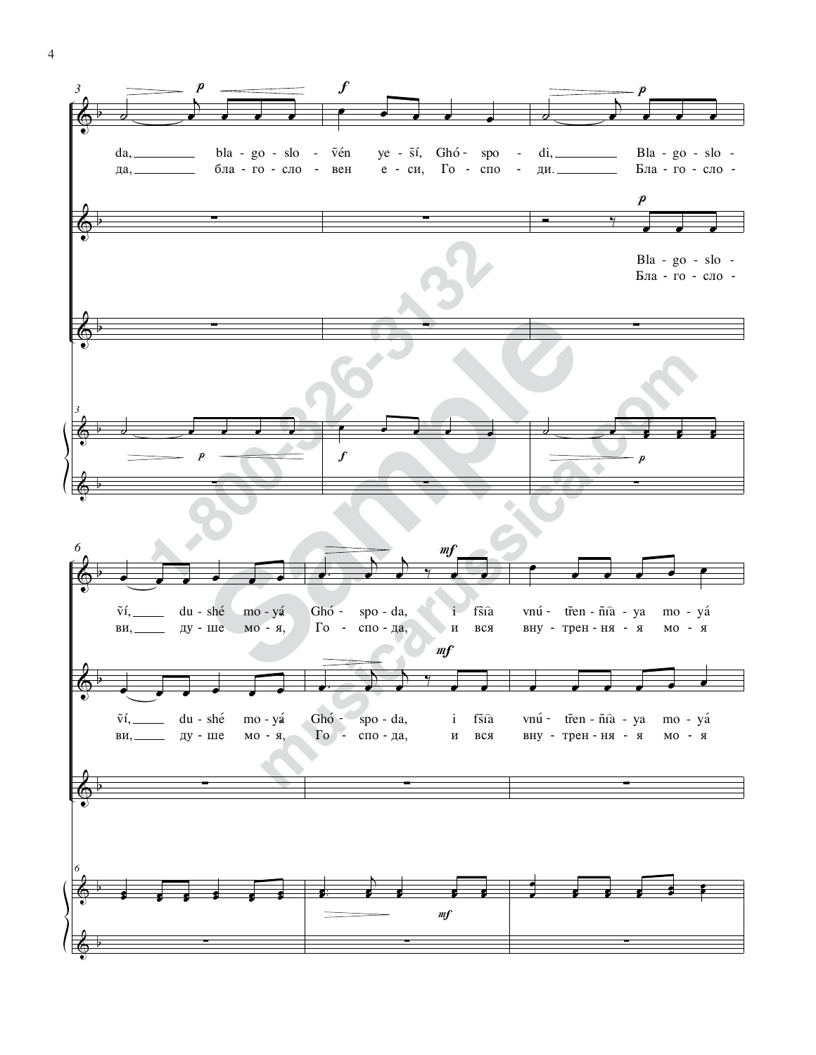da, bla - go - slo - ṽén ye - ší, Ghó - spo - di, Bla - go - slo -

да, бла - го - сло - вен е - си, Го - спо - ди. Бла - го - сло -

Bla - go - slo -

Бла - го - сло -

ṽí, du - shé mo - yá Ghó - spo - da, i fšia vnú - tṙen - ñia - ya mo - yá

ви, ду - ше мо - я, Го - спо - да, и вся вну - трен - ня - я мо - я

ṽí, du - shé mo - yá Ghó - spo - da, i fšia vnú - tṙen - ñia - ya mo - yá

ви, ду - ше мо - я, Го - спо - да, и вся вну - трен - ня - я мо - я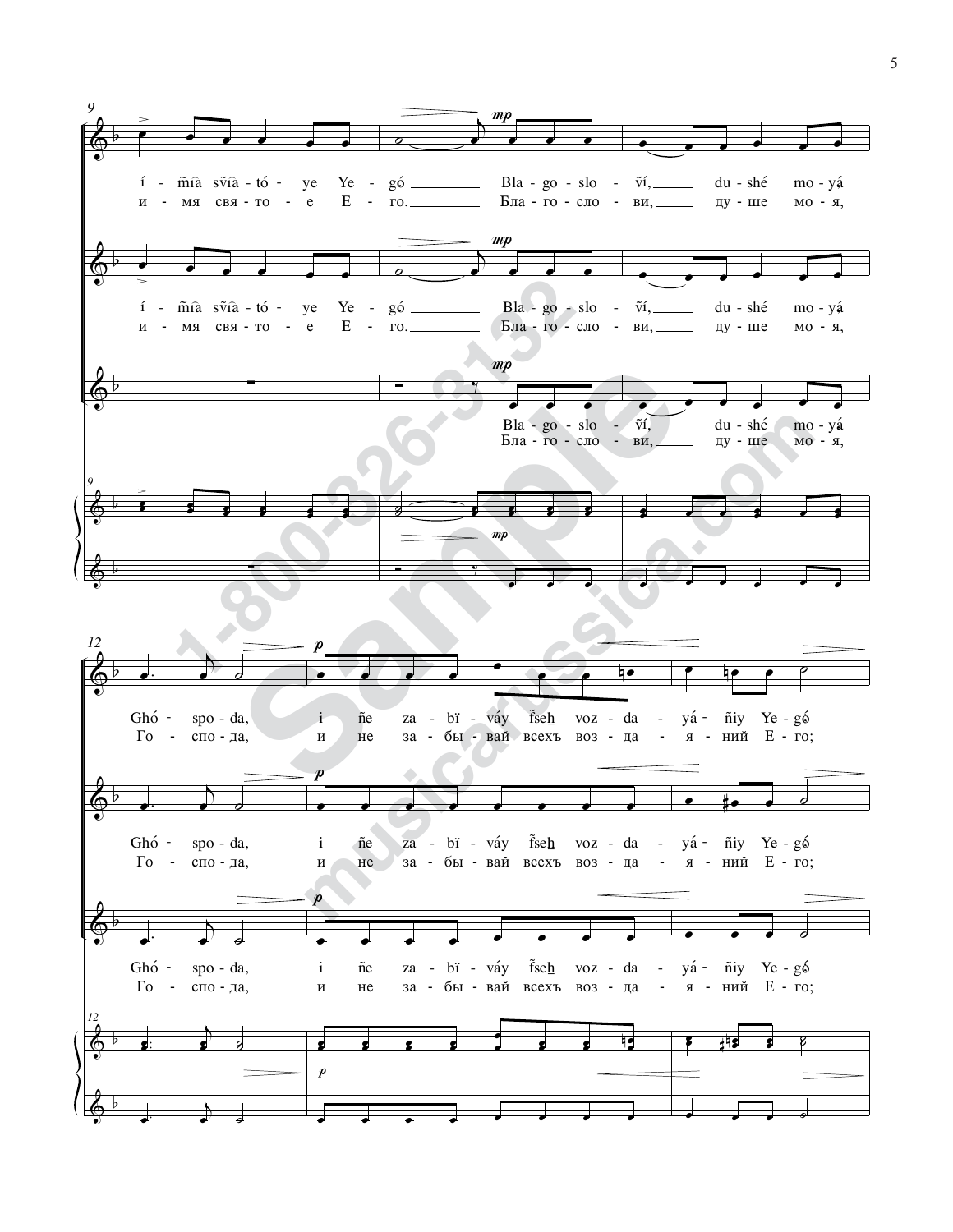í - m̃ïa sṽïa - tó - ye Ye - gó Bla - go - slo - ṽí, du - shé mo - yá
и - мя свя - то - е Е - го. Бла - го - сло - ви, ду - ше мо - я,

Ghó - spo - da, i ñe za - bï - váy f̃seh voz - da - yá - ñiy Ye - gó
Го - спо - да, и не за - бы - вай всехъ воз - да - я - ний Е - го;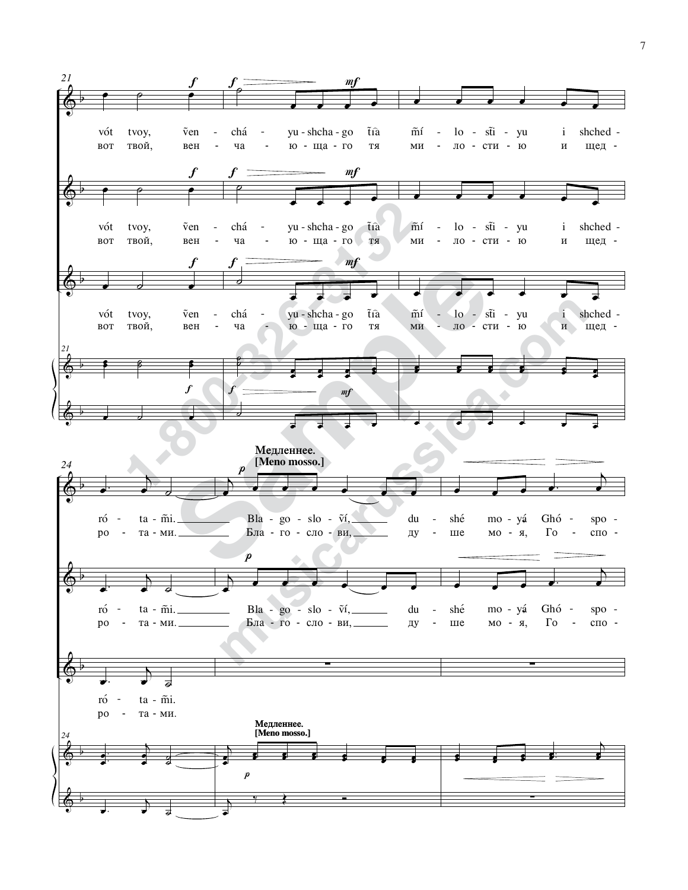vót tvoy, ṽen - chá - yu - shcha - go ť̃ia m̃í - lo - s̃ti - yu i shched -

вот твой, вен - ча - ю - ща - го тя ми - ло - сти - ю и щед -

ró - ta - m̃i. Bla - go - slo - ṽí, du - shé mo - yá Ghó - spo -

ро - та - ми. Бла - го - сло - ви, ду - ше мо - я, Го - спо -

**Медленнее.**
**[Meno mosso.]**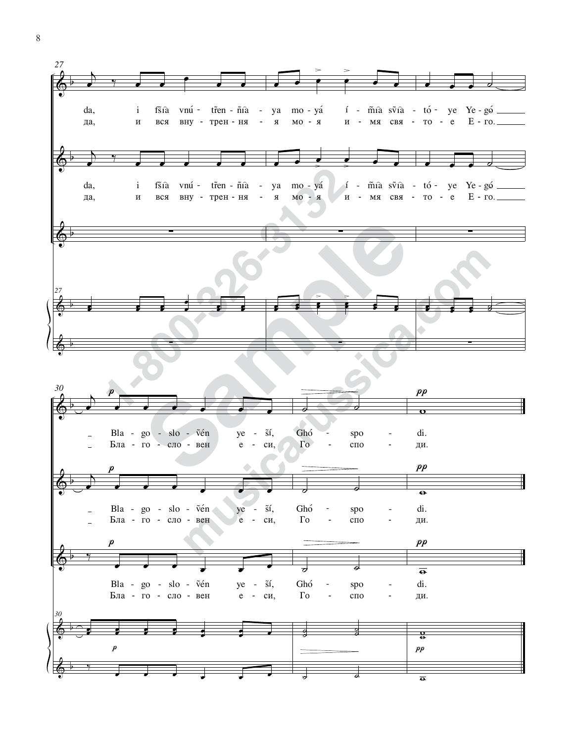27

da, i fs̃ia vnú - tr̃en - ñia - ya mo - yá í - m̃ia sṽia - tó - ye Ye - gó

да, и вся вну - трен - ня - я мо - я и - мя свя - то - е Е - го.

da, i fs̃ia vnú - tr̃en - ñia - ya mo - yá í - m̃ia sṽia - tó - ye Ye - gó

да, и вся вну - трен - ня - я мо - я и - мя свя - то - е Е - го.

30

p pp

Bla - go - slo - ṽén ye - ší, Ghó - spo - di.

Бла - го - сло - вен е - си, Го - спо - ди.

Bla - go - slo - ṽén ye - ší, Ghó - spo - di.

Бла - го - сло - вен е - си, Го - спо - ди.

Bla - go - slo - ṽén ye - ší, Ghó - spo - di.

Бла - го - сло - вен е - си, Го - спо - ди.